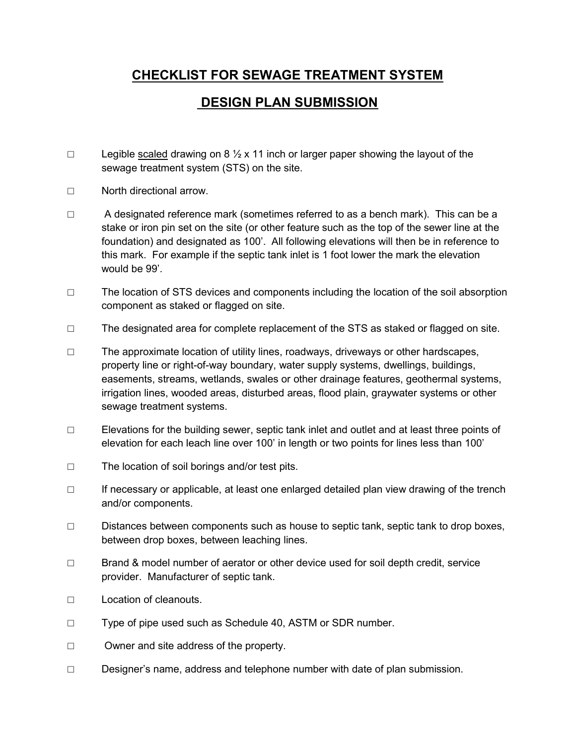# CHECKLIST FOR SEWAGE TREATMENT SYSTEM

# DESIGN PLAN SUBMISSION

- ☐ Legible <u>scaled</u> drawing on 8 ½ x 11 inch or larger paper showing the layout of the sewage treatment system (STS) on the site.

- ☐ North directional arrow.

- ☐ A designated reference mark (sometimes referred to as a bench mark). This can be a stake or iron pin set on the site (or other feature such as the top of the sewer line at the foundation) and designated as 100'. All following elevations will then be in reference to this mark. For example if the septic tank inlet is 1 foot lower the mark the elevation would be 99'.

- ☐ The location of STS devices and components including the location of the soil absorption component as staked or flagged on site.

- ☐ The designated area for complete replacement of the STS as staked or flagged on site.

- ☐ The approximate location of utility lines, roadways, driveways or other hardscapes, property line or right-of-way boundary, water supply systems, dwellings, buildings, easements, streams, wetlands, swales or other drainage features, geothermal systems, irrigation lines, wooded areas, disturbed areas, flood plain, graywater systems or other sewage treatment systems.

- ☐ Elevations for the building sewer, septic tank inlet and outlet and at least three points of elevation for each leach line over 100' in length or two points for lines less than 100'

- ☐ The location of soil borings and/or test pits.

- ☐ If necessary or applicable, at least one enlarged detailed plan view drawing of the trench and/or components.

- ☐ Distances between components such as house to septic tank, septic tank to drop boxes, between drop boxes, between leaching lines.

- ☐ Brand & model number of aerator or other device used for soil depth credit, service provider. Manufacturer of septic tank.

- ☐ Location of cleanouts.

- ☐ Type of pipe used such as Schedule 40, ASTM or SDR number.

- ☐ Owner and site address of the property.

- ☐ Designer's name, address and telephone number with date of plan submission.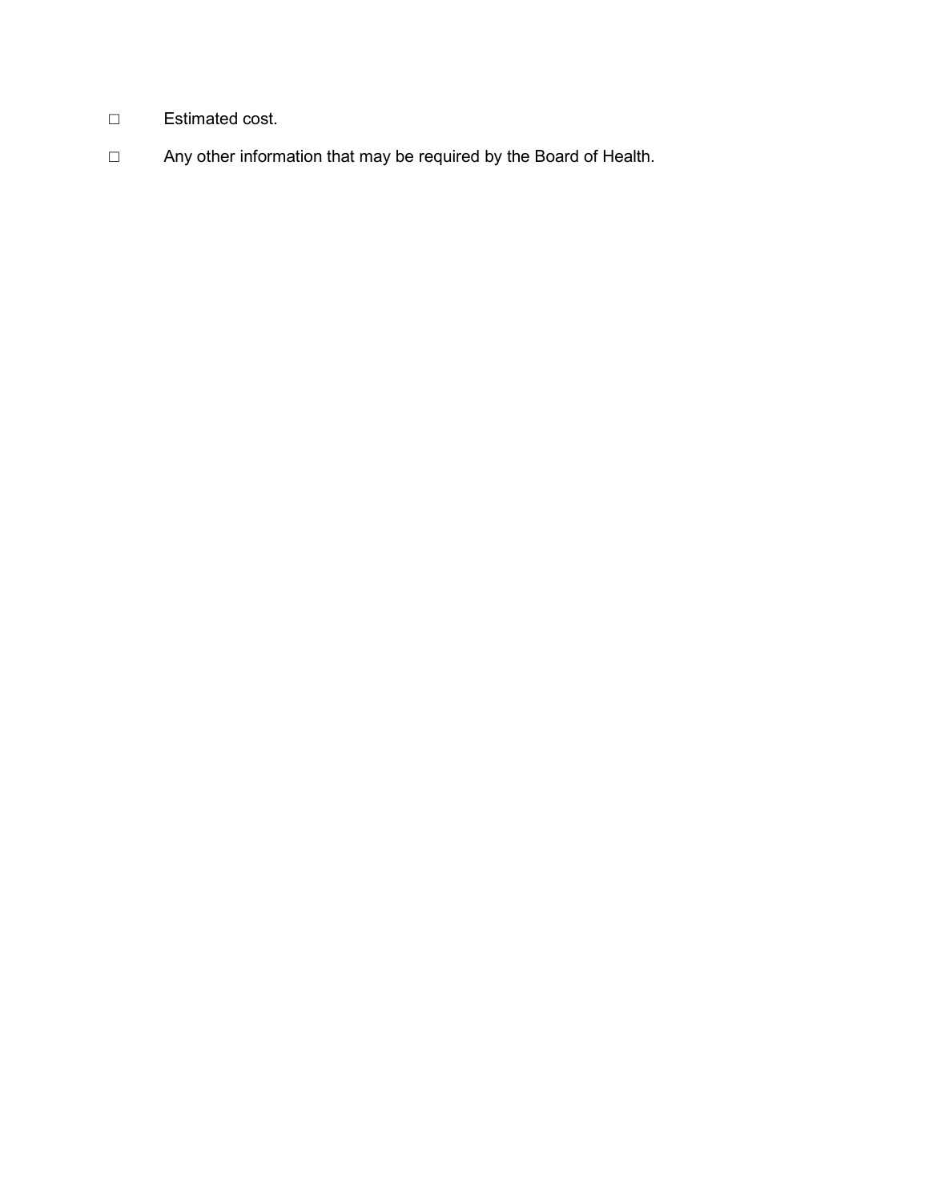- ☐ Estimated cost.
- ☐ Any other information that may be required by the Board of Health.